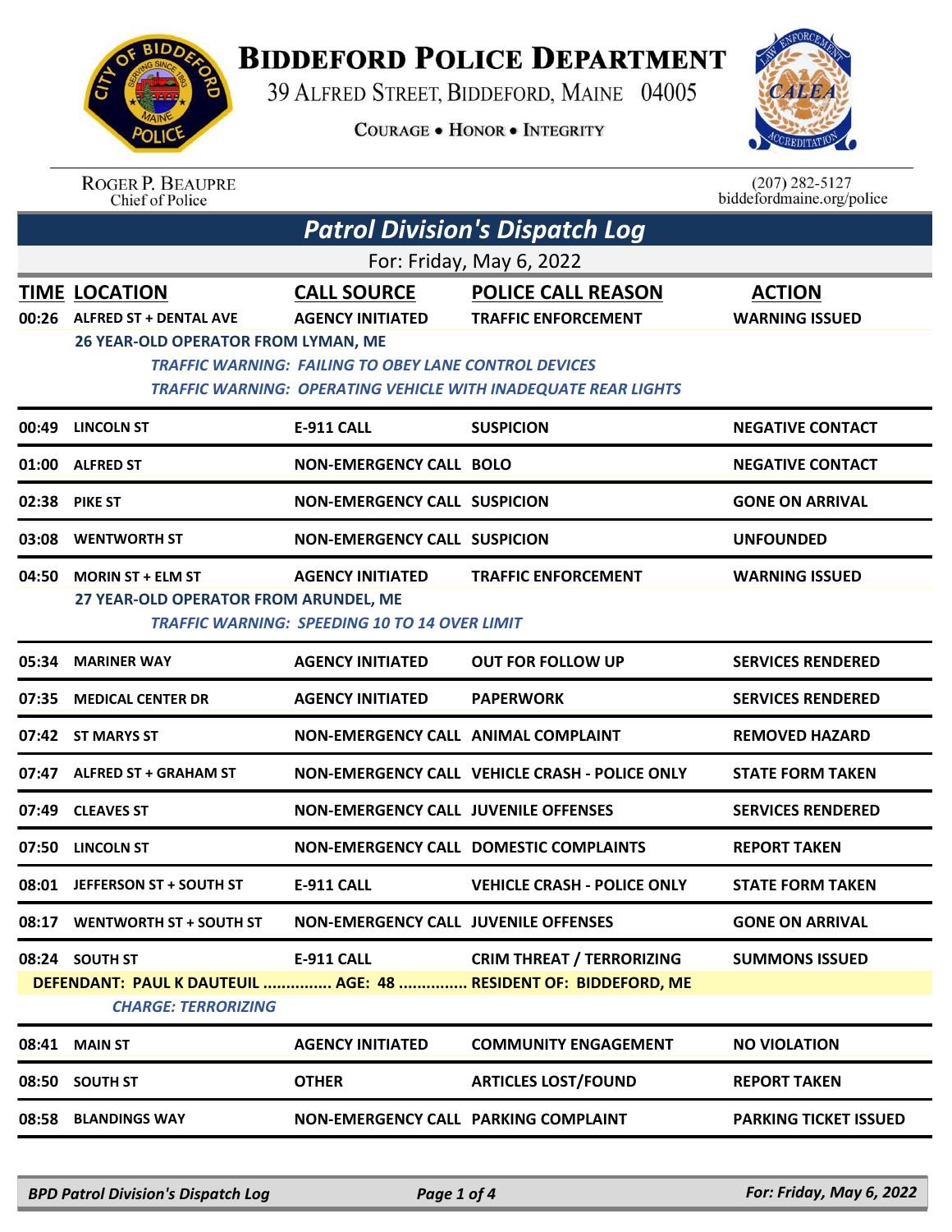# BIDDEFORD POLICE DEPARTMENT

39 ALFRED STREET, BIDDEFORD, MAINE 04005

COURAGE • HONOR • INTEGRITY

ROGER P. BEAUPRE
Chief of Police

(207) 282-5127
biddefordmaine.org/police

## *Patrol Division's Dispatch Log*

For: Friday, May 6, 2022

| TIME | LOCATION | CALL SOURCE | POLICE CALL REASON | ACTION |
|---|---|---|---|---|
| 00:26 | ALFRED ST + DENTAL AVE | AGENCY INITIATED | TRAFFIC ENFORCEMENT | WARNING ISSUED |
| | 26 YEAR-OLD OPERATOR FROM LYMAN, ME<br>*TRAFFIC WARNING: FAILING TO OBEY LANE CONTROL DEVICES*<br>*TRAFFIC WARNING: OPERATING VEHICLE WITH INADEQUATE REAR LIGHTS* | | | |
| 00:49 | LINCOLN ST | E-911 CALL | SUSPICION | NEGATIVE CONTACT |
| 01:00 | ALFRED ST | NON-EMERGENCY CALL | BOLO | NEGATIVE CONTACT |
| 02:38 | PIKE ST | NON-EMERGENCY CALL | SUSPICION | GONE ON ARRIVAL |
| 03:08 | WENTWORTH ST | NON-EMERGENCY CALL | SUSPICION | UNFOUNDED |
| 04:50 | MORIN ST + ELM ST | AGENCY INITIATED | TRAFFIC ENFORCEMENT | WARNING ISSUED |
| | 27 YEAR-OLD OPERATOR FROM ARUNDEL, ME<br>*TRAFFIC WARNING: SPEEDING 10 TO 14 OVER LIMIT* | | | |
| 05:34 | MARINER WAY | AGENCY INITIATED | OUT FOR FOLLOW UP | SERVICES RENDERED |
| 07:35 | MEDICAL CENTER DR | AGENCY INITIATED | PAPERWORK | SERVICES RENDERED |
| 07:42 | ST MARYS ST | NON-EMERGENCY CALL | ANIMAL COMPLAINT | REMOVED HAZARD |
| 07:47 | ALFRED ST + GRAHAM ST | NON-EMERGENCY CALL | VEHICLE CRASH - POLICE ONLY | STATE FORM TAKEN |
| 07:49 | CLEAVES ST | NON-EMERGENCY CALL | JUVENILE OFFENSES | SERVICES RENDERED |
| 07:50 | LINCOLN ST | NON-EMERGENCY CALL | DOMESTIC COMPLAINTS | REPORT TAKEN |
| 08:01 | JEFFERSON ST + SOUTH ST | E-911 CALL | VEHICLE CRASH - POLICE ONLY | STATE FORM TAKEN |
| 08:17 | WENTWORTH ST + SOUTH ST | NON-EMERGENCY CALL | JUVENILE OFFENSES | GONE ON ARRIVAL |
| 08:24 | SOUTH ST | E-911 CALL | CRIM THREAT / TERRORIZING | SUMMONS ISSUED |
| | DEFENDANT: PAUL K DAUTEUIL ............... AGE: 48 ............... RESIDENT OF: BIDDEFORD, ME<br>*CHARGE: TERRORIZING* | | | |
| 08:41 | MAIN ST | AGENCY INITIATED | COMMUNITY ENGAGEMENT | NO VIOLATION |
| 08:50 | SOUTH ST | OTHER | ARTICLES LOST/FOUND | REPORT TAKEN |
| 08:58 | BLANDINGS WAY | NON-EMERGENCY CALL | PARKING COMPLAINT | PARKING TICKET ISSUED |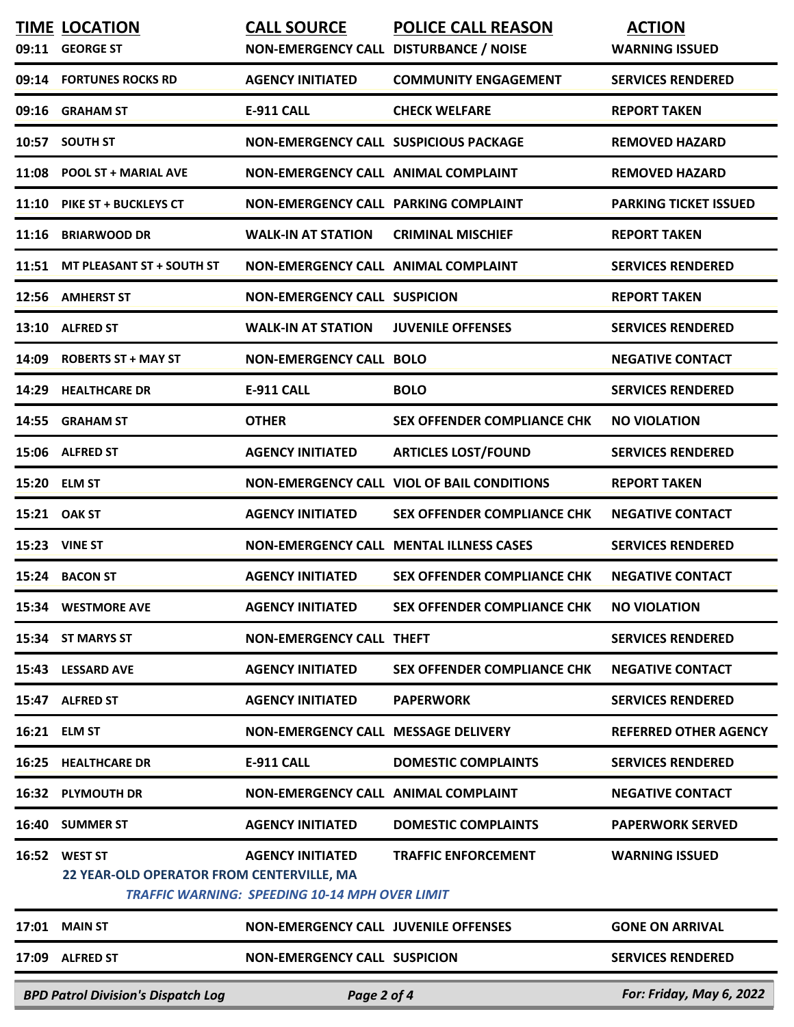| TIME | LOCATION | CALL SOURCE | POLICE CALL REASON | ACTION |
|---|---|---|---|---|
| 09:11 | GEORGE ST | NON-EMERGENCY CALL | DISTURBANCE / NOISE | WARNING ISSUED |
| 09:14 | FORTUNES ROCKS RD | AGENCY INITIATED | COMMUNITY ENGAGEMENT | SERVICES RENDERED |
| 09:16 | GRAHAM ST | E-911 CALL | CHECK WELFARE | REPORT TAKEN |
| 10:57 | SOUTH ST | NON-EMERGENCY CALL | SUSPICIOUS PACKAGE | REMOVED HAZARD |
| 11:08 | POOL ST + MARIAL AVE | NON-EMERGENCY CALL | ANIMAL COMPLAINT | REMOVED HAZARD |
| 11:10 | PIKE ST + BUCKLEYS CT | NON-EMERGENCY CALL | PARKING COMPLAINT | PARKING TICKET ISSUED |
| 11:16 | BRIARWOOD DR | WALK-IN AT STATION | CRIMINAL MISCHIEF | REPORT TAKEN |
| 11:51 | MT PLEASANT ST + SOUTH ST | NON-EMERGENCY CALL | ANIMAL COMPLAINT | SERVICES RENDERED |
| 12:56 | AMHERST ST | NON-EMERGENCY CALL | SUSPICION | REPORT TAKEN |
| 13:10 | ALFRED ST | WALK-IN AT STATION | JUVENILE OFFENSES | SERVICES RENDERED |
| 14:09 | ROBERTS ST + MAY ST | NON-EMERGENCY CALL | BOLO | NEGATIVE CONTACT |
| 14:29 | HEALTHCARE DR | E-911 CALL | BOLO | SERVICES RENDERED |
| 14:55 | GRAHAM ST | OTHER | SEX OFFENDER COMPLIANCE CHK | NO VIOLATION |
| 15:06 | ALFRED ST | AGENCY INITIATED | ARTICLES LOST/FOUND | SERVICES RENDERED |
| 15:20 | ELM ST | NON-EMERGENCY CALL | VIOL OF BAIL CONDITIONS | REPORT TAKEN |
| 15:21 | OAK ST | AGENCY INITIATED | SEX OFFENDER COMPLIANCE CHK | NEGATIVE CONTACT |
| 15:23 | VINE ST | NON-EMERGENCY CALL | MENTAL ILLNESS CASES | SERVICES RENDERED |
| 15:24 | BACON ST | AGENCY INITIATED | SEX OFFENDER COMPLIANCE CHK | NEGATIVE CONTACT |
| 15:34 | WESTMORE AVE | AGENCY INITIATED | SEX OFFENDER COMPLIANCE CHK | NO VIOLATION |
| 15:34 | ST MARYS ST | NON-EMERGENCY CALL | THEFT | SERVICES RENDERED |
| 15:43 | LESSARD AVE | AGENCY INITIATED | SEX OFFENDER COMPLIANCE CHK | NEGATIVE CONTACT |
| 15:47 | ALFRED ST | AGENCY INITIATED | PAPERWORK | SERVICES RENDERED |
| 16:21 | ELM ST | NON-EMERGENCY CALL | MESSAGE DELIVERY | REFERRED OTHER AGENCY |
| 16:25 | HEALTHCARE DR | E-911 CALL | DOMESTIC COMPLAINTS | SERVICES RENDERED |
| 16:32 | PLYMOUTH DR | NON-EMERGENCY CALL | ANIMAL COMPLAINT | NEGATIVE CONTACT |
| 16:40 | SUMMER ST | AGENCY INITIATED | DOMESTIC COMPLAINTS | PAPERWORK SERVED |
| 16:52 | WEST ST<br>22 YEAR-OLD OPERATOR FROM CENTERVILLE, MA<br>*TRAFFIC WARNING: SPEEDING 10-14 MPH OVER LIMIT* | AGENCY INITIATED | TRAFFIC ENFORCEMENT | WARNING ISSUED |
| 17:01 | MAIN ST | NON-EMERGENCY CALL | JUVENILE OFFENSES | GONE ON ARRIVAL |
| 17:09 | ALFRED ST | NON-EMERGENCY CALL | SUSPICION | SERVICES RENDERED |

*BPD Patrol Division's Dispatch Log* — *For: Friday, May 6, 2022*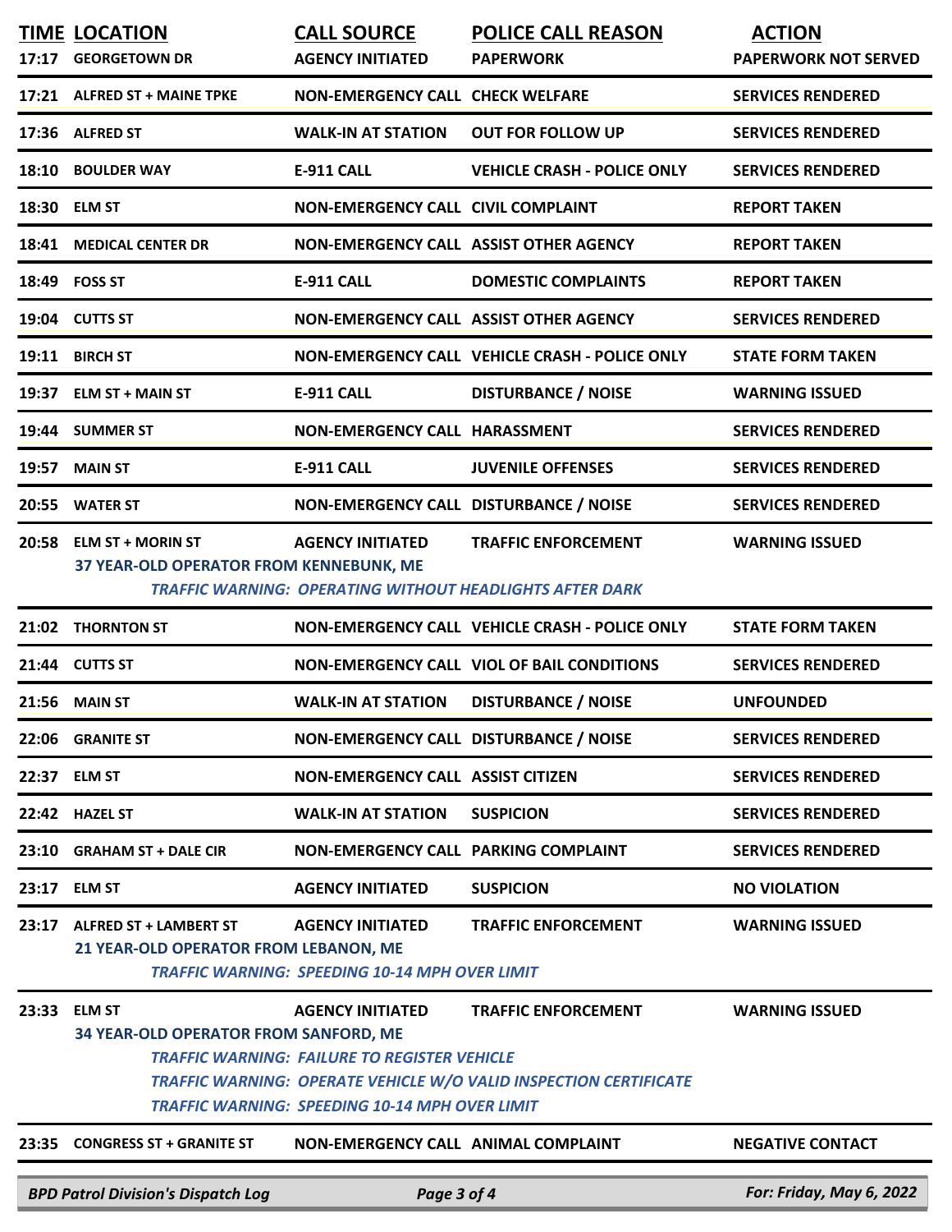| TIME | LOCATION | CALL SOURCE | POLICE CALL REASON | ACTION |
|---|---|---|---|---|
| 17:17 | GEORGETOWN DR | AGENCY INITIATED | PAPERWORK | PAPERWORK NOT SERVED |
| 17:21 | ALFRED ST + MAINE TPKE | NON-EMERGENCY CALL | CHECK WELFARE | SERVICES RENDERED |
| 17:36 | ALFRED ST | WALK-IN AT STATION | OUT FOR FOLLOW UP | SERVICES RENDERED |
| 18:10 | BOULDER WAY | E-911 CALL | VEHICLE CRASH - POLICE ONLY | SERVICES RENDERED |
| 18:30 | ELM ST | NON-EMERGENCY CALL | CIVIL COMPLAINT | REPORT TAKEN |
| 18:41 | MEDICAL CENTER DR | NON-EMERGENCY CALL | ASSIST OTHER AGENCY | REPORT TAKEN |
| 18:49 | FOSS ST | E-911 CALL | DOMESTIC COMPLAINTS | REPORT TAKEN |
| 19:04 | CUTTS ST | NON-EMERGENCY CALL | ASSIST OTHER AGENCY | SERVICES RENDERED |
| 19:11 | BIRCH ST | NON-EMERGENCY CALL | VEHICLE CRASH - POLICE ONLY | STATE FORM TAKEN |
| 19:37 | ELM ST + MAIN ST | E-911 CALL | DISTURBANCE / NOISE | WARNING ISSUED |
| 19:44 | SUMMER ST | NON-EMERGENCY CALL | HARASSMENT | SERVICES RENDERED |
| 19:57 | MAIN ST | E-911 CALL | JUVENILE OFFENSES | SERVICES RENDERED |
| 20:55 | WATER ST | NON-EMERGENCY CALL | DISTURBANCE / NOISE | SERVICES RENDERED |
| 20:58 | ELM ST + MORIN ST<br>37 YEAR-OLD OPERATOR FROM KENNEBUNK, ME<br>*TRAFFIC WARNING: OPERATING WITHOUT HEADLIGHTS AFTER DARK* | AGENCY INITIATED | TRAFFIC ENFORCEMENT | WARNING ISSUED |
| 21:02 | THORNTON ST | NON-EMERGENCY CALL | VEHICLE CRASH - POLICE ONLY | STATE FORM TAKEN |
| 21:44 | CUTTS ST | NON-EMERGENCY CALL | VIOL OF BAIL CONDITIONS | SERVICES RENDERED |
| 21:56 | MAIN ST | WALK-IN AT STATION | DISTURBANCE / NOISE | UNFOUNDED |
| 22:06 | GRANITE ST | NON-EMERGENCY CALL | DISTURBANCE / NOISE | SERVICES RENDERED |
| 22:37 | ELM ST | NON-EMERGENCY CALL | ASSIST CITIZEN | SERVICES RENDERED |
| 22:42 | HAZEL ST | WALK-IN AT STATION | SUSPICION | SERVICES RENDERED |
| 23:10 | GRAHAM ST + DALE CIR | NON-EMERGENCY CALL | PARKING COMPLAINT | SERVICES RENDERED |
| 23:17 | ELM ST | AGENCY INITIATED | SUSPICION | NO VIOLATION |
| 23:17 | ALFRED ST + LAMBERT ST<br>21 YEAR-OLD OPERATOR FROM LEBANON, ME<br>*TRAFFIC WARNING: SPEEDING 10-14 MPH OVER LIMIT* | AGENCY INITIATED | TRAFFIC ENFORCEMENT | WARNING ISSUED |
| 23:33 | ELM ST<br>34 YEAR-OLD OPERATOR FROM SANFORD, ME<br>*TRAFFIC WARNING: FAILURE TO REGISTER VEHICLE*<br>*TRAFFIC WARNING: OPERATE VEHICLE W/O VALID INSPECTION CERTIFICATE*<br>*TRAFFIC WARNING: SPEEDING 10-14 MPH OVER LIMIT* | AGENCY INITIATED | TRAFFIC ENFORCEMENT | WARNING ISSUED |
| 23:35 | CONGRESS ST + GRANITE ST | NON-EMERGENCY CALL | ANIMAL COMPLAINT | NEGATIVE CONTACT |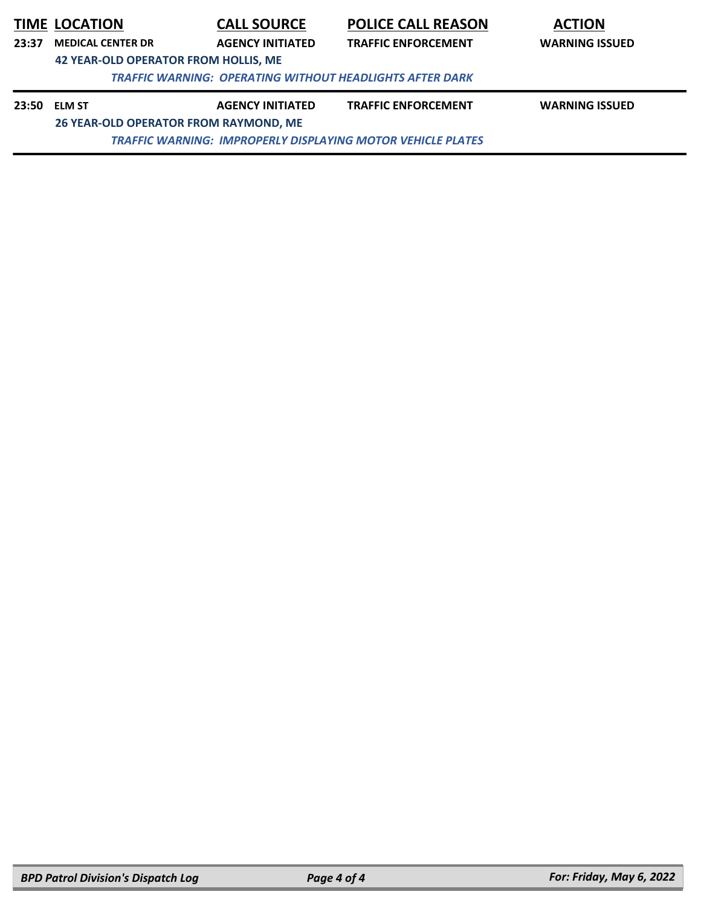| TIME | LOCATION | CALL SOURCE | POLICE CALL REASON | ACTION |
|---|---|---|---|---|
| 23:37 | MEDICAL CENTER DR | AGENCY INITIATED | TRAFFIC ENFORCEMENT | WARNING ISSUED |
| | 42 YEAR-OLD OPERATOR FROM HOLLIS, ME | | | |
| | *TRAFFIC WARNING: OPERATING WITHOUT HEADLIGHTS AFTER DARK* | | | |
| 23:50 | ELM ST | AGENCY INITIATED | TRAFFIC ENFORCEMENT | WARNING ISSUED |
| | 26 YEAR-OLD OPERATOR FROM RAYMOND, ME | | | |
| | *TRAFFIC WARNING: IMPROPERLY DISPLAYING MOTOR VEHICLE PLATES* | | | |